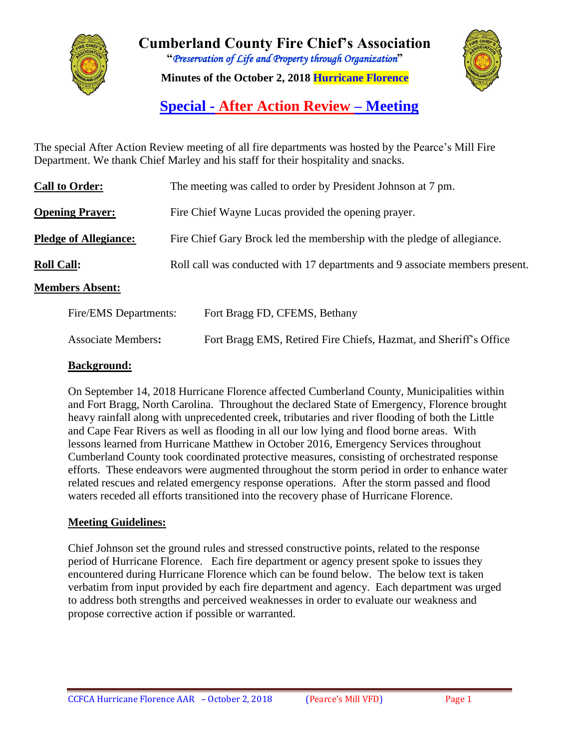# Cumberland County Fire Chief's Association

"*Preservation of Life and Property through Organization*"

**Minutes of the October 2, 2018 Hurricane Florence**

## Special - After Action Review – Meeting

The special After Action Review meeting of all fire departments was hosted by the Pearce's Mill Fire Department. We thank Chief Marley and his staff for their hospitality and snacks.

**Call to Order:** The meeting was called to order by President Johnson at 7 pm.

**Opening Prayer:** Fire Chief Wayne Lucas provided the opening prayer.

**Pledge of Allegiance:** Fire Chief Gary Brock led the membership with the pledge of allegiance.

**Roll Call:** Roll call was conducted with 17 departments and 9 associate members present.

**Members Absent:**

Fire/EMS Departments: Fort Bragg FD, CFEMS, Bethany

Associate Members**:** Fort Bragg EMS, Retired Fire Chiefs, Hazmat, and Sheriff's Office

**Background:**

On September 14, 2018 Hurricane Florence affected Cumberland County, Municipalities within and Fort Bragg, North Carolina. Throughout the declared State of Emergency, Florence brought heavy rainfall along with unprecedented creek, tributaries and river flooding of both the Little and Cape Fear Rivers as well as flooding in all our low lying and flood borne areas. With lessons learned from Hurricane Matthew in October 2016, Emergency Services throughout Cumberland County took coordinated protective measures, consisting of orchestrated response efforts. These endeavors were augmented throughout the storm period in order to enhance water related rescues and related emergency response operations. After the storm passed and flood waters receded all efforts transitioned into the recovery phase of Hurricane Florence.

**Meeting Guidelines:**

Chief Johnson set the ground rules and stressed constructive points, related to the response period of Hurricane Florence. Each fire department or agency present spoke to issues they encountered during Hurricane Florence which can be found below. The below text is taken verbatim from input provided by each fire department and agency. Each department was urged to address both strengths and perceived weaknesses in order to evaluate our weakness and propose corrective action if possible or warranted.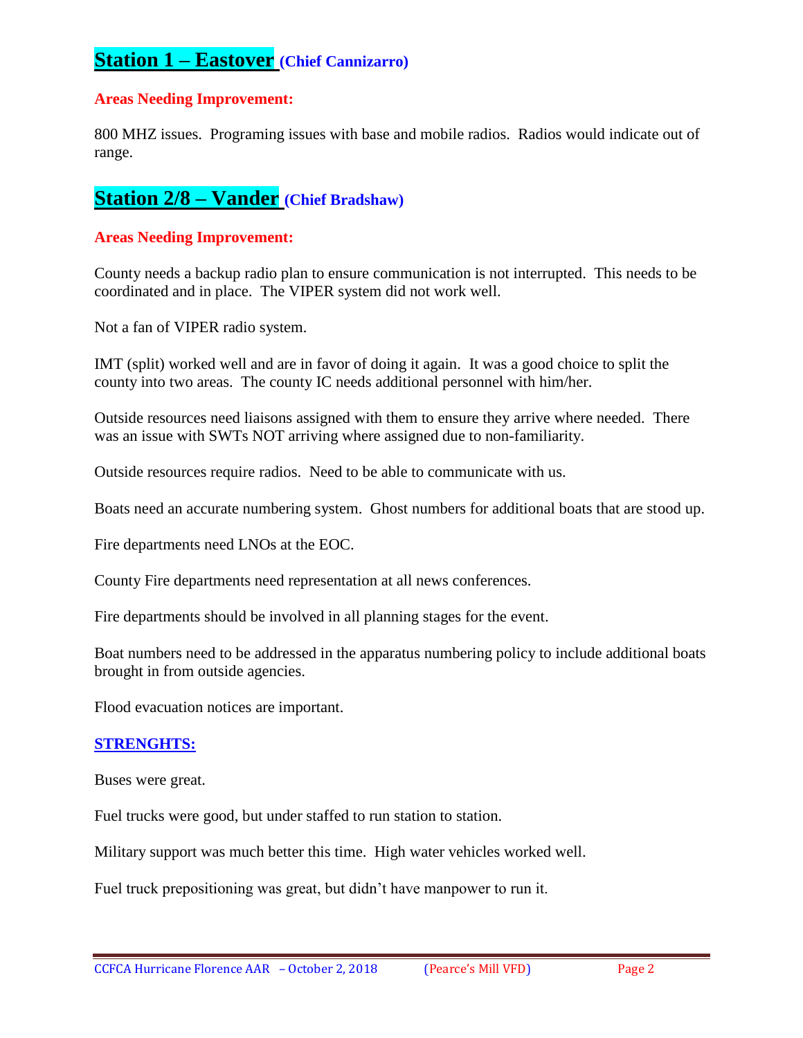## Station 1 – Eastover (Chief Cannizarro)

**Areas Needing Improvement:**

800 MHZ issues. Programing issues with base and mobile radios. Radios would indicate out of range.

## Station 2/8 – Vander (Chief Bradshaw)

**Areas Needing Improvement:**

County needs a backup radio plan to ensure communication is not interrupted. This needs to be coordinated and in place. The VIPER system did not work well.

Not a fan of VIPER radio system.

IMT (split) worked well and are in favor of doing it again. It was a good choice to split the county into two areas. The county IC needs additional personnel with him/her.

Outside resources need liaisons assigned with them to ensure they arrive where needed. There was an issue with SWTs NOT arriving where assigned due to non-familiarity.

Outside resources require radios. Need to be able to communicate with us.

Boats need an accurate numbering system. Ghost numbers for additional boats that are stood up.

Fire departments need LNOs at the EOC.

County Fire departments need representation at all news conferences.

Fire departments should be involved in all planning stages for the event.

Boat numbers need to be addressed in the apparatus numbering policy to include additional boats brought in from outside agencies.

Flood evacuation notices are important.

**STRENGHTS:**

Buses were great.

Fuel trucks were good, but under staffed to run station to station.

Military support was much better this time. High water vehicles worked well.

Fuel truck prepositioning was great, but didn't have manpower to run it.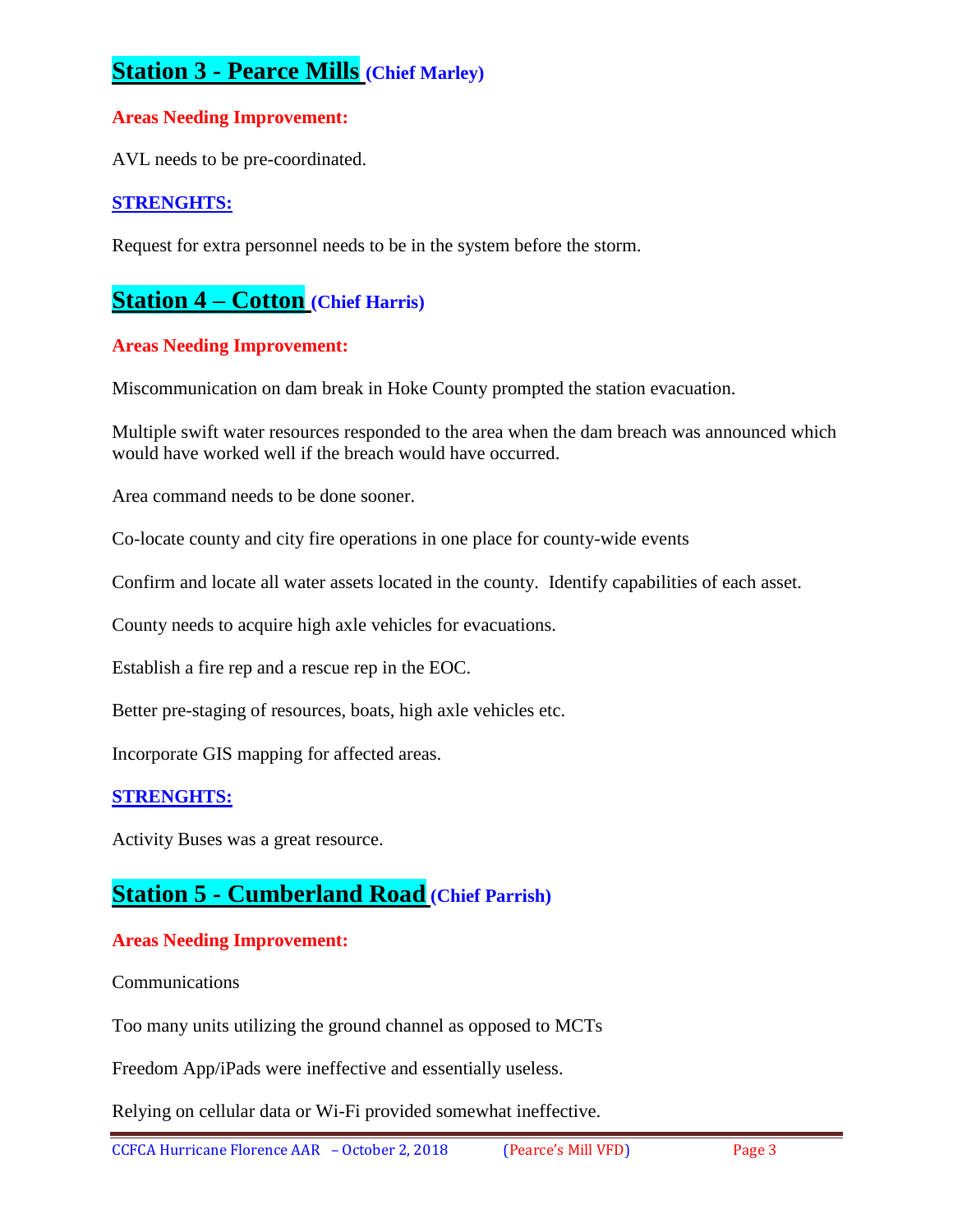## Station 3 - Pearce Mills (Chief Marley)

**Areas Needing Improvement:**

AVL needs to be pre-coordinated.

**STRENGHTS:**

Request for extra personnel needs to be in the system before the storm.

## Station 4 – Cotton (Chief Harris)

**Areas Needing Improvement:**

Miscommunication on dam break in Hoke County prompted the station evacuation.

Multiple swift water resources responded to the area when the dam breach was announced which would have worked well if the breach would have occurred.

Area command needs to be done sooner.

Co-locate county and city fire operations in one place for county-wide events

Confirm and locate all water assets located in the county. Identify capabilities of each asset.

County needs to acquire high axle vehicles for evacuations.

Establish a fire rep and a rescue rep in the EOC.

Better pre-staging of resources, boats, high axle vehicles etc.

Incorporate GIS mapping for affected areas.

**STRENGHTS:**

Activity Buses was a great resource.

## Station 5 - Cumberland Road (Chief Parrish)

**Areas Needing Improvement:**

Communications

Too many units utilizing the ground channel as opposed to MCTs

Freedom App/iPads were ineffective and essentially useless.

Relying on cellular data or Wi-Fi provided somewhat ineffective.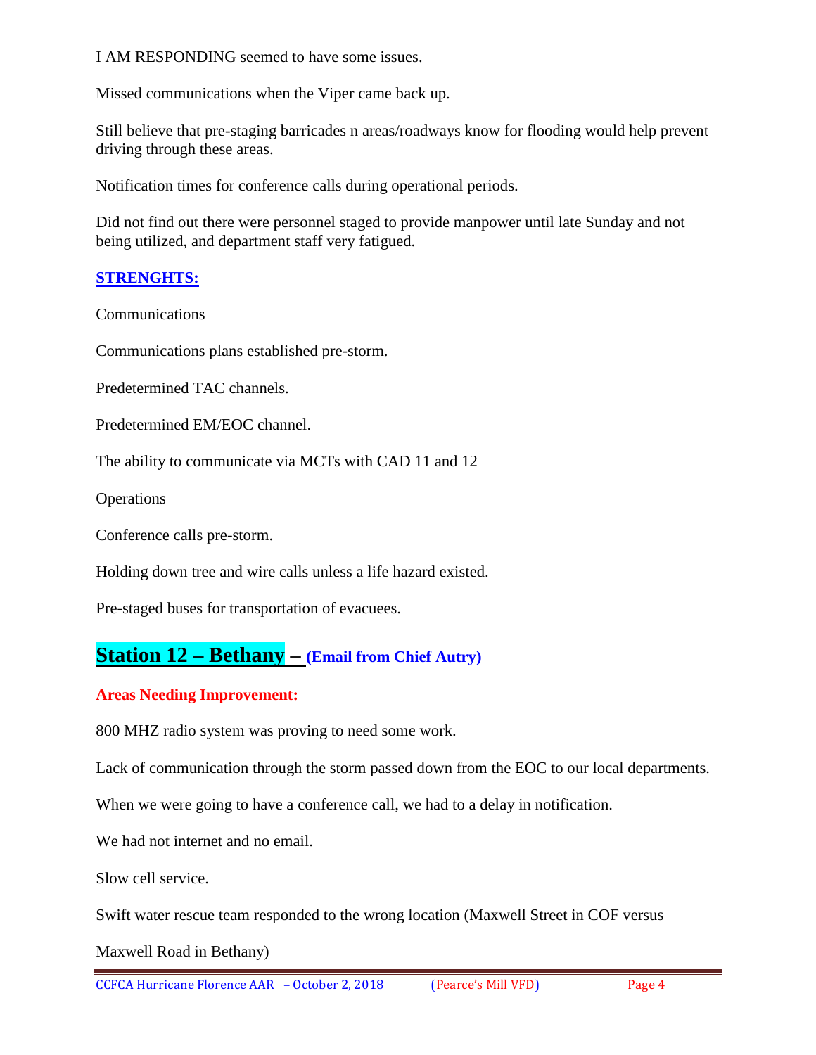I AM RESPONDING seemed to have some issues.

Missed communications when the Viper came back up.

Still believe that pre-staging barricades n areas/roadways know for flooding would help prevent driving through these areas.

Notification times for conference calls during operational periods.

Did not find out there were personnel staged to provide manpower until late Sunday and not being utilized, and department staff very fatigued.

**STRENGHTS:**

Communications

Communications plans established pre-storm.

Predetermined TAC channels.

Predetermined EM/EOC channel.

The ability to communicate via MCTs with CAD 11 and 12

Operations

Conference calls pre-storm.

Holding down tree and wire calls unless a life hazard existed.

Pre-staged buses for transportation of evacuees.

## Station 12 – Bethany – (Email from Chief Autry)

**Areas Needing Improvement:**

800 MHZ radio system was proving to need some work.

Lack of communication through the storm passed down from the EOC to our local departments.

When we were going to have a conference call, we had to a delay in notification.

We had not internet and no email.

Slow cell service.

Swift water rescue team responded to the wrong location (Maxwell Street in COF versus

Maxwell Road in Bethany)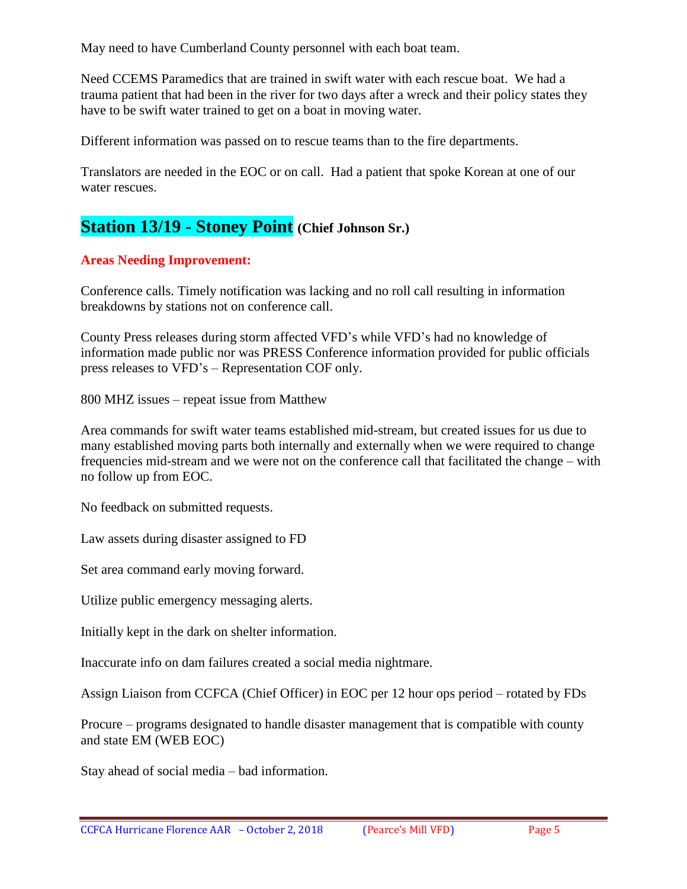May need to have Cumberland County personnel with each boat team.

Need CCEMS Paramedics that are trained in swift water with each rescue boat. We had a trauma patient that had been in the river for two days after a wreck and their policy states they have to be swift water trained to get on a boat in moving water.

Different information was passed on to rescue teams than to the fire departments.

Translators are needed in the EOC or on call. Had a patient that spoke Korean at one of our water rescues.

## Station 13/19 - Stoney Point (Chief Johnson Sr.)

**Areas Needing Improvement:**

Conference calls. Timely notification was lacking and no roll call resulting in information breakdowns by stations not on conference call.

County Press releases during storm affected VFD's while VFD's had no knowledge of information made public nor was PRESS Conference information provided for public officials press releases to VFD's – Representation COF only.

800 MHZ issues – repeat issue from Matthew

Area commands for swift water teams established mid-stream, but created issues for us due to many established moving parts both internally and externally when we were required to change frequencies mid-stream and we were not on the conference call that facilitated the change – with no follow up from EOC.

No feedback on submitted requests.

Law assets during disaster assigned to FD

Set area command early moving forward.

Utilize public emergency messaging alerts.

Initially kept in the dark on shelter information.

Inaccurate info on dam failures created a social media nightmare.

Assign Liaison from CCFCA (Chief Officer) in EOC per 12 hour ops period – rotated by FDs

Procure – programs designated to handle disaster management that is compatible with county and state EM (WEB EOC)

Stay ahead of social media – bad information.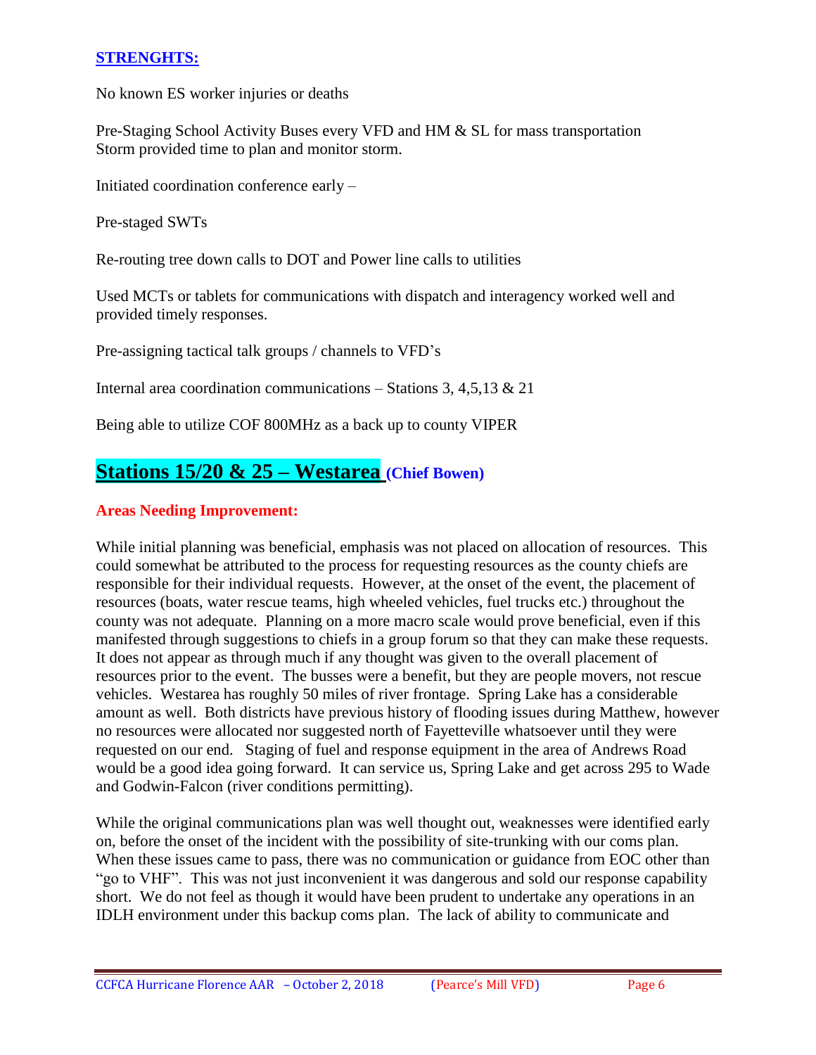## STRENGHTS:

No known ES worker injuries or deaths

Pre-Staging School Activity Buses every VFD and HM & SL for mass transportation
Storm provided time to plan and monitor storm.

Initiated coordination conference early –

Pre-staged SWTs

Re-routing tree down calls to DOT and Power line calls to utilities

Used MCTs or tablets for communications with dispatch and interagency worked well and provided timely responses.

Pre-assigning tactical talk groups / channels to VFD's

Internal area coordination communications – Stations 3, 4,5,13 & 21

Being able to utilize COF 800MHz as a back up to county VIPER

## Stations 15/20 & 25 – Westarea (Chief Bowen)

### Areas Needing Improvement:

While initial planning was beneficial, emphasis was not placed on allocation of resources. This could somewhat be attributed to the process for requesting resources as the county chiefs are responsible for their individual requests. However, at the onset of the event, the placement of resources (boats, water rescue teams, high wheeled vehicles, fuel trucks etc.) throughout the county was not adequate. Planning on a more macro scale would prove beneficial, even if this manifested through suggestions to chiefs in a group forum so that they can make these requests. It does not appear as through much if any thought was given to the overall placement of resources prior to the event. The busses were a benefit, but they are people movers, not rescue vehicles. Westarea has roughly 50 miles of river frontage. Spring Lake has a considerable amount as well. Both districts have previous history of flooding issues during Matthew, however no resources were allocated nor suggested north of Fayetteville whatsoever until they were requested on our end. Staging of fuel and response equipment in the area of Andrews Road would be a good idea going forward. It can service us, Spring Lake and get across 295 to Wade and Godwin-Falcon (river conditions permitting).

While the original communications plan was well thought out, weaknesses were identified early on, before the onset of the incident with the possibility of site-trunking with our coms plan. When these issues came to pass, there was no communication or guidance from EOC other than "go to VHF". This was not just inconvenient it was dangerous and sold our response capability short. We do not feel as though it would have been prudent to undertake any operations in an IDLH environment under this backup coms plan. The lack of ability to communicate and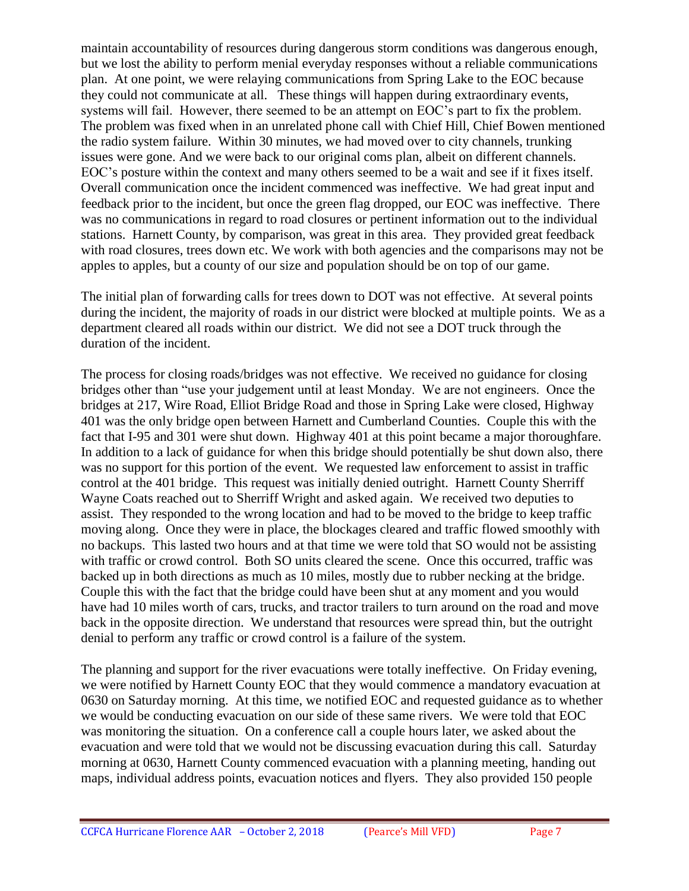maintain accountability of resources during dangerous storm conditions was dangerous enough, but we lost the ability to perform menial everyday responses without a reliable communications plan. At one point, we were relaying communications from Spring Lake to the EOC because they could not communicate at all. These things will happen during extraordinary events, systems will fail. However, there seemed to be an attempt on EOC's part to fix the problem. The problem was fixed when in an unrelated phone call with Chief Hill, Chief Bowen mentioned the radio system failure. Within 30 minutes, we had moved over to city channels, trunking issues were gone. And we were back to our original coms plan, albeit on different channels. EOC's posture within the context and many others seemed to be a wait and see if it fixes itself. Overall communication once the incident commenced was ineffective. We had great input and feedback prior to the incident, but once the green flag dropped, our EOC was ineffective. There was no communications in regard to road closures or pertinent information out to the individual stations. Harnett County, by comparison, was great in this area. They provided great feedback with road closures, trees down etc. We work with both agencies and the comparisons may not be apples to apples, but a county of our size and population should be on top of our game.

The initial plan of forwarding calls for trees down to DOT was not effective. At several points during the incident, the majority of roads in our district were blocked at multiple points. We as a department cleared all roads within our district. We did not see a DOT truck through the duration of the incident.

The process for closing roads/bridges was not effective. We received no guidance for closing bridges other than "use your judgement until at least Monday. We are not engineers. Once the bridges at 217, Wire Road, Elliot Bridge Road and those in Spring Lake were closed, Highway 401 was the only bridge open between Harnett and Cumberland Counties. Couple this with the fact that I-95 and 301 were shut down. Highway 401 at this point became a major thoroughfare. In addition to a lack of guidance for when this bridge should potentially be shut down also, there was no support for this portion of the event. We requested law enforcement to assist in traffic control at the 401 bridge. This request was initially denied outright. Harnett County Sherriff Wayne Coats reached out to Sherriff Wright and asked again. We received two deputies to assist. They responded to the wrong location and had to be moved to the bridge to keep traffic moving along. Once they were in place, the blockages cleared and traffic flowed smoothly with no backups. This lasted two hours and at that time we were told that SO would not be assisting with traffic or crowd control. Both SO units cleared the scene. Once this occurred, traffic was backed up in both directions as much as 10 miles, mostly due to rubber necking at the bridge. Couple this with the fact that the bridge could have been shut at any moment and you would have had 10 miles worth of cars, trucks, and tractor trailers to turn around on the road and move back in the opposite direction. We understand that resources were spread thin, but the outright denial to perform any traffic or crowd control is a failure of the system.

The planning and support for the river evacuations were totally ineffective. On Friday evening, we were notified by Harnett County EOC that they would commence a mandatory evacuation at 0630 on Saturday morning. At this time, we notified EOC and requested guidance as to whether we would be conducting evacuation on our side of these same rivers. We were told that EOC was monitoring the situation. On a conference call a couple hours later, we asked about the evacuation and were told that we would not be discussing evacuation during this call. Saturday morning at 0630, Harnett County commenced evacuation with a planning meeting, handing out maps, individual address points, evacuation notices and flyers. They also provided 150 people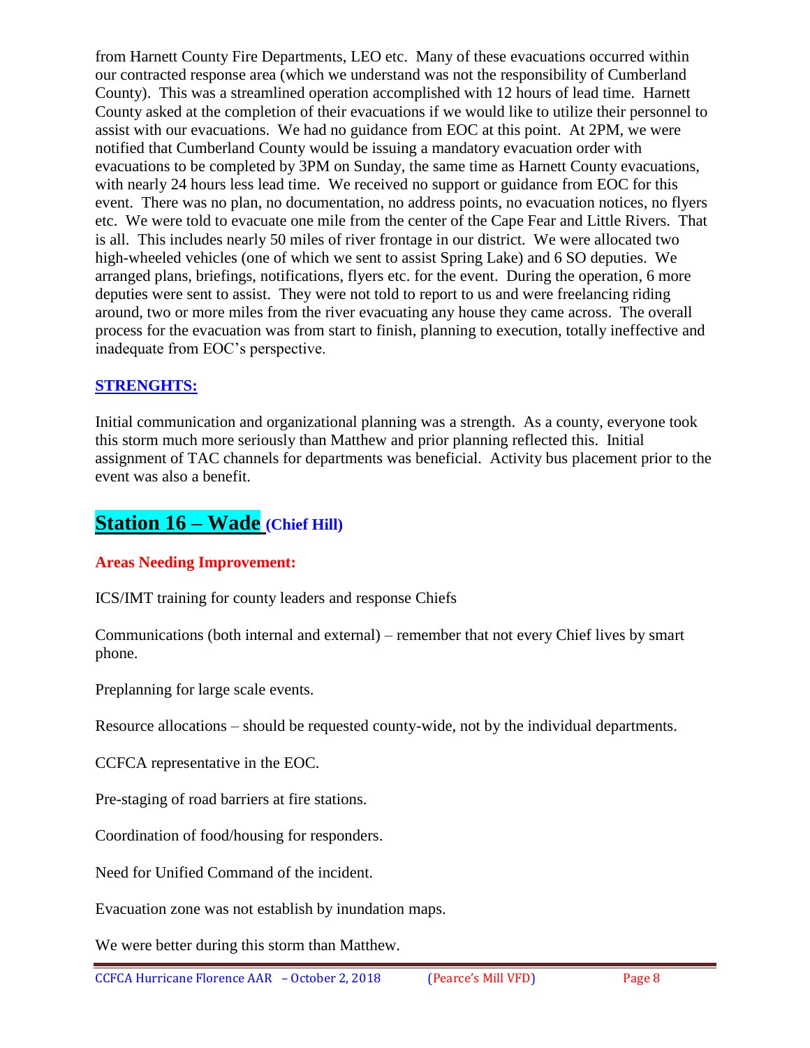from Harnett County Fire Departments, LEO etc. Many of these evacuations occurred within our contracted response area (which we understand was not the responsibility of Cumberland County). This was a streamlined operation accomplished with 12 hours of lead time. Harnett County asked at the completion of their evacuations if we would like to utilize their personnel to assist with our evacuations. We had no guidance from EOC at this point. At 2PM, we were notified that Cumberland County would be issuing a mandatory evacuation order with evacuations to be completed by 3PM on Sunday, the same time as Harnett County evacuations, with nearly 24 hours less lead time. We received no support or guidance from EOC for this event. There was no plan, no documentation, no address points, no evacuation notices, no flyers etc. We were told to evacuate one mile from the center of the Cape Fear and Little Rivers. That is all. This includes nearly 50 miles of river frontage in our district. We were allocated two high-wheeled vehicles (one of which we sent to assist Spring Lake) and 6 SO deputies. We arranged plans, briefings, notifications, flyers etc. for the event. During the operation, 6 more deputies were sent to assist. They were not told to report to us and were freelancing riding around, two or more miles from the river evacuating any house they came across. The overall process for the evacuation was from start to finish, planning to execution, totally ineffective and inadequate from EOC's perspective.

**STRENGHTS:**

Initial communication and organizational planning was a strength. As a county, everyone took this storm much more seriously than Matthew and prior planning reflected this. Initial assignment of TAC channels for departments was beneficial. Activity bus placement prior to the event was also a benefit.

## Station 16 – Wade (Chief Hill)

**Areas Needing Improvement:**

ICS/IMT training for county leaders and response Chiefs

Communications (both internal and external) – remember that not every Chief lives by smart phone.

Preplanning for large scale events.

Resource allocations – should be requested county-wide, not by the individual departments.

CCFCA representative in the EOC.

Pre-staging of road barriers at fire stations.

Coordination of food/housing for responders.

Need for Unified Command of the incident.

Evacuation zone was not establish by inundation maps.

We were better during this storm than Matthew.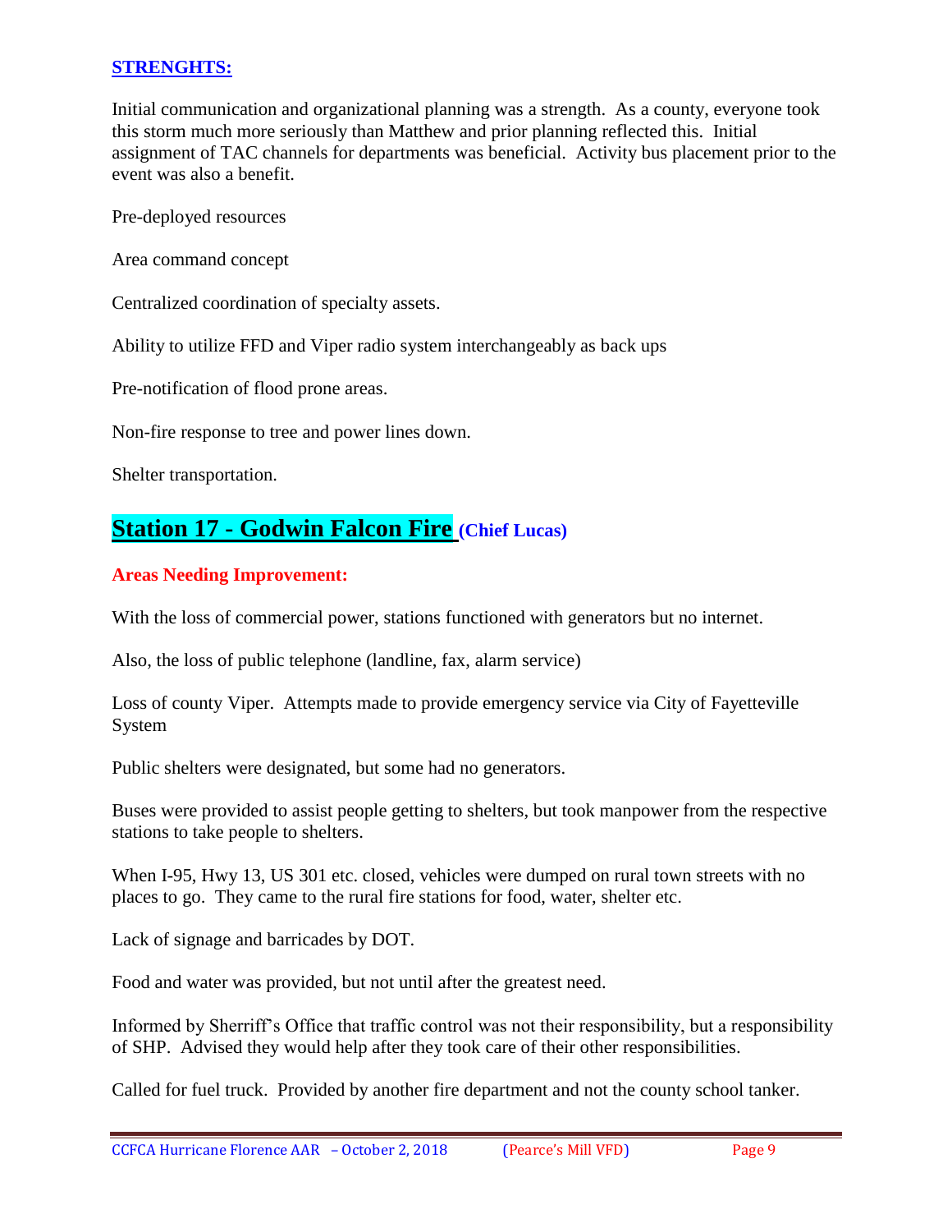**STRENGHTS:**

Initial communication and organizational planning was a strength. As a county, everyone took this storm much more seriously than Matthew and prior planning reflected this. Initial assignment of TAC channels for departments was beneficial. Activity bus placement prior to the event was also a benefit.

Pre-deployed resources

Area command concept

Centralized coordination of specialty assets.

Ability to utilize FFD and Viper radio system interchangeably as back ups

Pre-notification of flood prone areas.

Non-fire response to tree and power lines down.

Shelter transportation.

## Station 17 - Godwin Falcon Fire (Chief Lucas)

**Areas Needing Improvement:**

With the loss of commercial power, stations functioned with generators but no internet.

Also, the loss of public telephone (landline, fax, alarm service)

Loss of county Viper. Attempts made to provide emergency service via City of Fayetteville System

Public shelters were designated, but some had no generators.

Buses were provided to assist people getting to shelters, but took manpower from the respective stations to take people to shelters.

When I-95, Hwy 13, US 301 etc. closed, vehicles were dumped on rural town streets with no places to go. They came to the rural fire stations for food, water, shelter etc.

Lack of signage and barricades by DOT.

Food and water was provided, but not until after the greatest need.

Informed by Sherriff's Office that traffic control was not their responsibility, but a responsibility of SHP. Advised they would help after they took care of their other responsibilities.

Called for fuel truck. Provided by another fire department and not the county school tanker.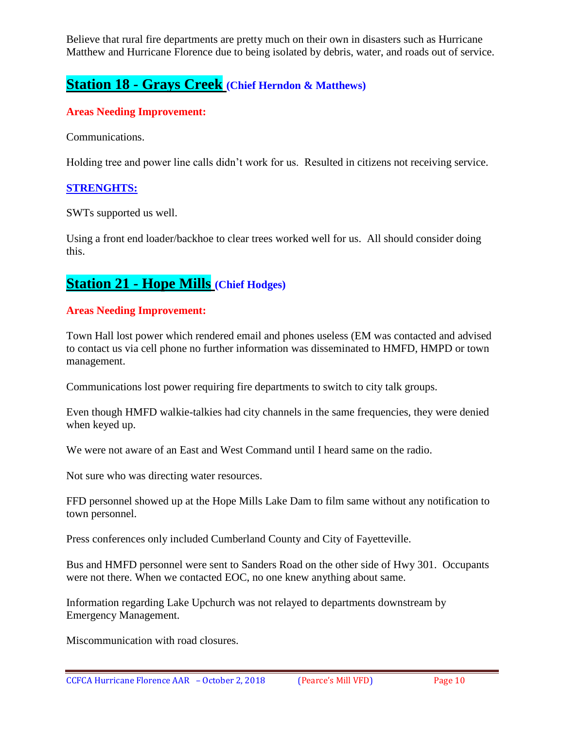Believe that rural fire departments are pretty much on their own in disasters such as Hurricane Matthew and Hurricane Florence due to being isolated by debris, water, and roads out of service.

## Station 18 - Grays Creek (Chief Herndon & Matthews)

**Areas Needing Improvement:**

Communications.

Holding tree and power line calls didn't work for us. Resulted in citizens not receiving service.

**STRENGHTS:**

SWTs supported us well.

Using a front end loader/backhoe to clear trees worked well for us. All should consider doing this.

## Station 21 - Hope Mills (Chief Hodges)

**Areas Needing Improvement:**

Town Hall lost power which rendered email and phones useless (EM was contacted and advised to contact us via cell phone no further information was disseminated to HMFD, HMPD or town management.

Communications lost power requiring fire departments to switch to city talk groups.

Even though HMFD walkie-talkies had city channels in the same frequencies, they were denied when keyed up.

We were not aware of an East and West Command until I heard same on the radio.

Not sure who was directing water resources.

FFD personnel showed up at the Hope Mills Lake Dam to film same without any notification to town personnel.

Press conferences only included Cumberland County and City of Fayetteville.

Bus and HMFD personnel were sent to Sanders Road on the other side of Hwy 301. Occupants were not there. When we contacted EOC, no one knew anything about same.

Information regarding Lake Upchurch was not relayed to departments downstream by Emergency Management.

Miscommunication with road closures.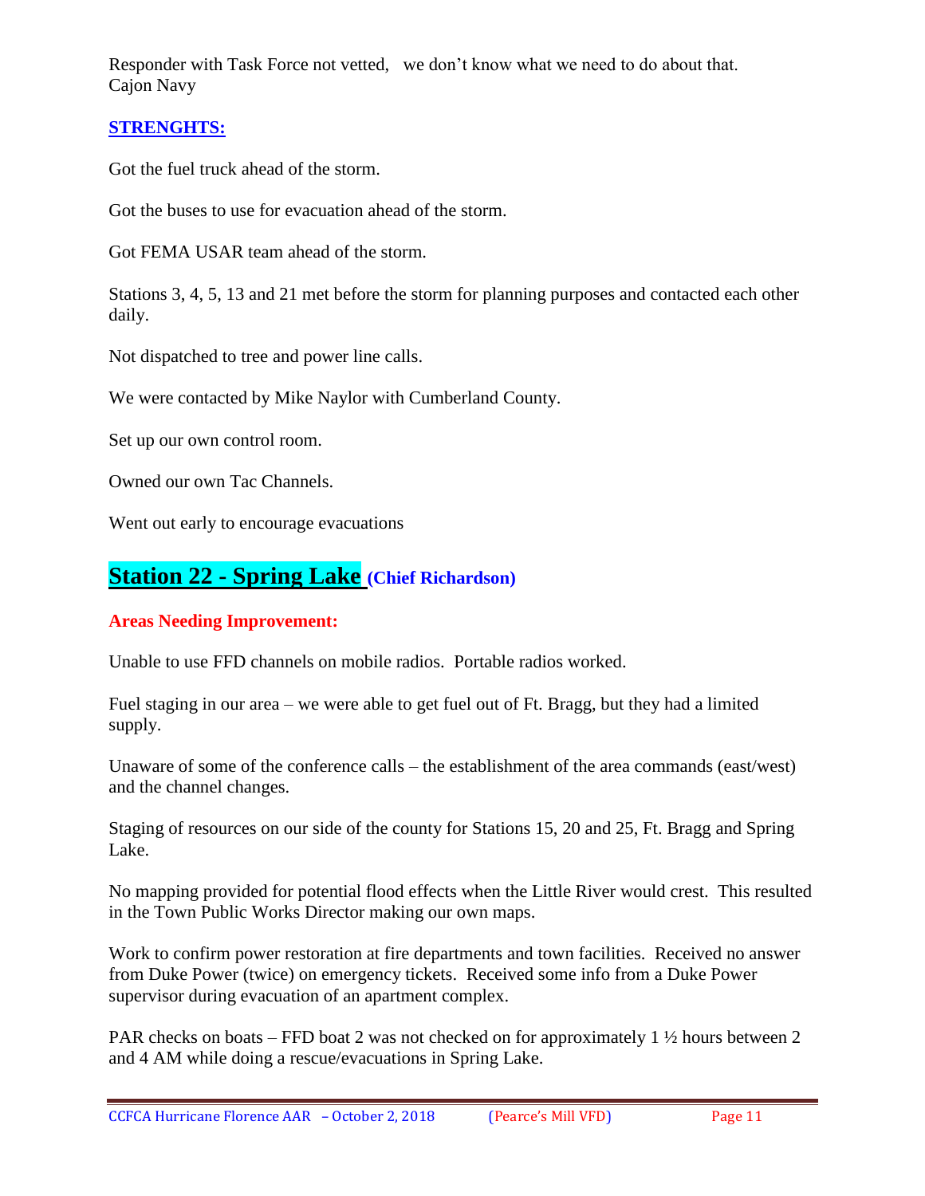Responder with Task Force not vetted,   we don't know what we need to do about that.
Cajon Navy

**STRENGHTS:**

Got the fuel truck ahead of the storm.

Got the buses to use for evacuation ahead of the storm.

Got FEMA USAR team ahead of the storm.

Stations 3, 4, 5, 13 and 21 met before the storm for planning purposes and contacted each other daily.

Not dispatched to tree and power line calls.

We were contacted by Mike Naylor with Cumberland County.

Set up our own control room.

Owned our own Tac Channels.

Went out early to encourage evacuations

## Station 22 - Spring Lake (Chief Richardson)

**Areas Needing Improvement:**

Unable to use FFD channels on mobile radios.  Portable radios worked.

Fuel staging in our area – we were able to get fuel out of Ft. Bragg, but they had a limited supply.

Unaware of some of the conference calls – the establishment of the area commands (east/west) and the channel changes.

Staging of resources on our side of the county for Stations 15, 20 and 25, Ft. Bragg and Spring Lake.

No mapping provided for potential flood effects when the Little River would crest.  This resulted in the Town Public Works Director making our own maps.

Work to confirm power restoration at fire departments and town facilities.  Received no answer from Duke Power (twice) on emergency tickets.  Received some info from a Duke Power supervisor during evacuation of an apartment complex.

PAR checks on boats – FFD boat 2 was not checked on for approximately 1 ½ hours between 2 and 4 AM while doing a rescue/evacuations in Spring Lake.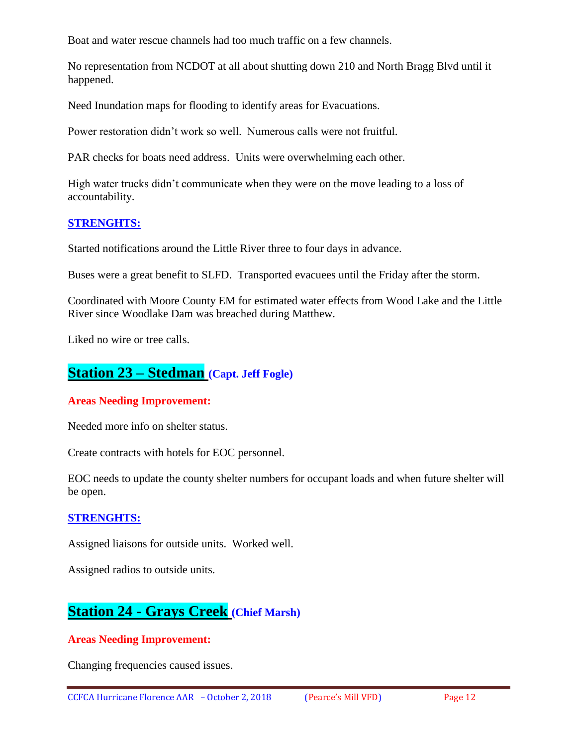Boat and water rescue channels had too much traffic on a few channels.

No representation from NCDOT at all about shutting down 210 and North Bragg Blvd until it happened.

Need Inundation maps for flooding to identify areas for Evacuations.

Power restoration didn't work so well. Numerous calls were not fruitful.

PAR checks for boats need address. Units were overwhelming each other.

High water trucks didn't communicate when they were on the move leading to a loss of accountability.

**STRENGHTS:**

Started notifications around the Little River three to four days in advance.

Buses were a great benefit to SLFD. Transported evacuees until the Friday after the storm.

Coordinated with Moore County EM for estimated water effects from Wood Lake and the Little River since Woodlake Dam was breached during Matthew.

Liked no wire or tree calls.

## Station 23 – Stedman (Capt. Jeff Fogle)

**Areas Needing Improvement:**

Needed more info on shelter status.

Create contracts with hotels for EOC personnel.

EOC needs to update the county shelter numbers for occupant loads and when future shelter will be open.

**STRENGHTS:**

Assigned liaisons for outside units. Worked well.

Assigned radios to outside units.

## Station 24 - Grays Creek (Chief Marsh)

**Areas Needing Improvement:**

Changing frequencies caused issues.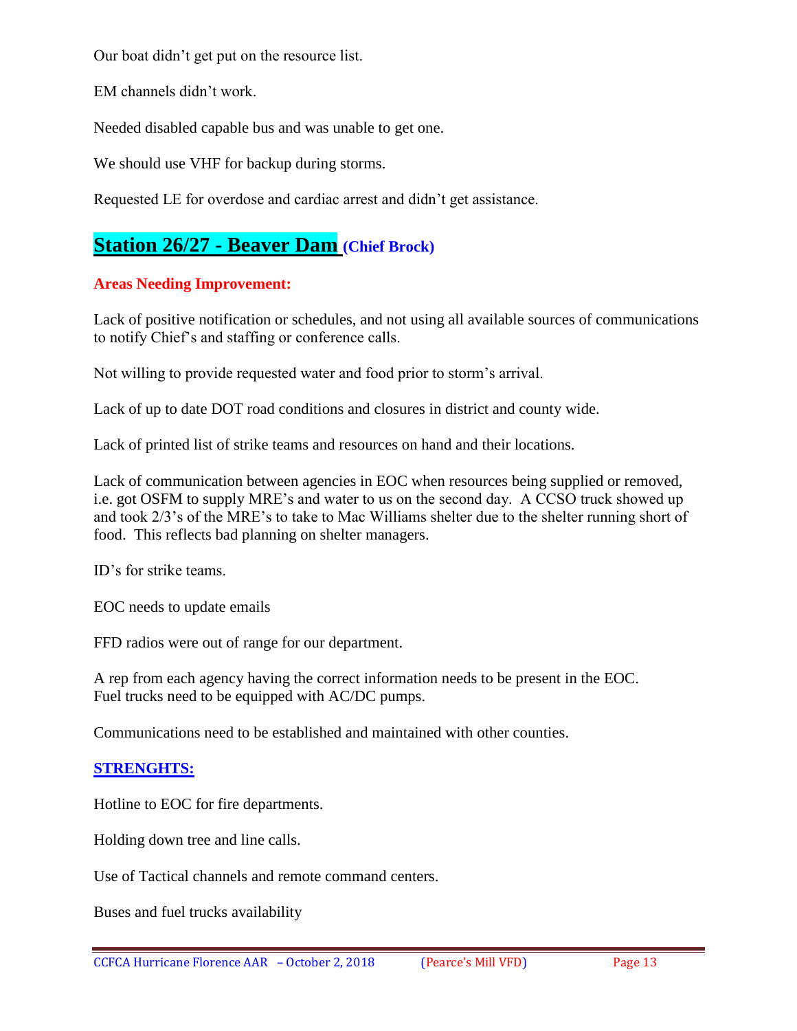Our boat didn't get put on the resource list.

EM channels didn't work.

Needed disabled capable bus and was unable to get one.

We should use VHF for backup during storms.

Requested LE for overdose and cardiac arrest and didn't get assistance.

## Station 26/27 - Beaver Dam (Chief Brock)

**Areas Needing Improvement:**

Lack of positive notification or schedules, and not using all available sources of communications to notify Chief's and staffing or conference calls.

Not willing to provide requested water and food prior to storm's arrival.

Lack of up to date DOT road conditions and closures in district and county wide.

Lack of printed list of strike teams and resources on hand and their locations.

Lack of communication between agencies in EOC when resources being supplied or removed, i.e. got OSFM to supply MRE's and water to us on the second day. A CCSO truck showed up and took 2/3's of the MRE's to take to Mac Williams shelter due to the shelter running short of food. This reflects bad planning on shelter managers.

ID's for strike teams.

EOC needs to update emails

FFD radios were out of range for our department.

A rep from each agency having the correct information needs to be present in the EOC.
Fuel trucks need to be equipped with AC/DC pumps.

Communications need to be established and maintained with other counties.

**STRENGHTS:**

Hotline to EOC for fire departments.

Holding down tree and line calls.

Use of Tactical channels and remote command centers.

Buses and fuel trucks availability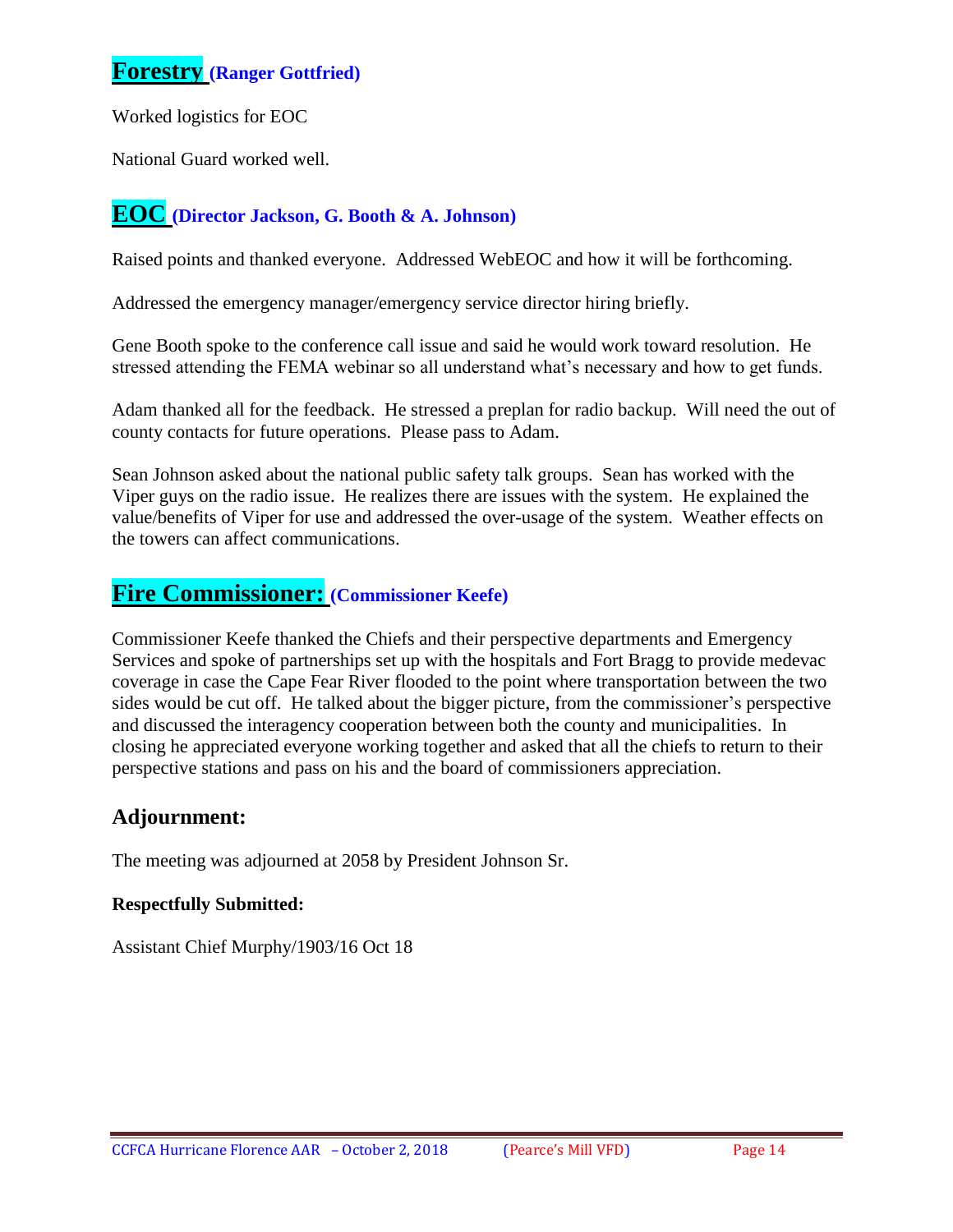## Forestry (Ranger Gottfried)

Worked logistics for EOC

National Guard worked well.

## EOC (Director Jackson, G. Booth & A. Johnson)

Raised points and thanked everyone. Addressed WebEOC and how it will be forthcoming.

Addressed the emergency manager/emergency service director hiring briefly.

Gene Booth spoke to the conference call issue and said he would work toward resolution. He stressed attending the FEMA webinar so all understand what's necessary and how to get funds.

Adam thanked all for the feedback. He stressed a preplan for radio backup. Will need the out of county contacts for future operations. Please pass to Adam.

Sean Johnson asked about the national public safety talk groups. Sean has worked with the Viper guys on the radio issue. He realizes there are issues with the system. He explained the value/benefits of Viper for use and addressed the over-usage of the system. Weather effects on the towers can affect communications.

## Fire Commissioner: (Commissioner Keefe)

Commissioner Keefe thanked the Chiefs and their perspective departments and Emergency Services and spoke of partnerships set up with the hospitals and Fort Bragg to provide medevac coverage in case the Cape Fear River flooded to the point where transportation between the two sides would be cut off. He talked about the bigger picture, from the commissioner's perspective and discussed the interagency cooperation between both the county and municipalities. In closing he appreciated everyone working together and asked that all the chiefs to return to their perspective stations and pass on his and the board of commissioners appreciation.

## Adjournment:

The meeting was adjourned at 2058 by President Johnson Sr.

**Respectfully Submitted:**

Assistant Chief Murphy/1903/16 Oct 18